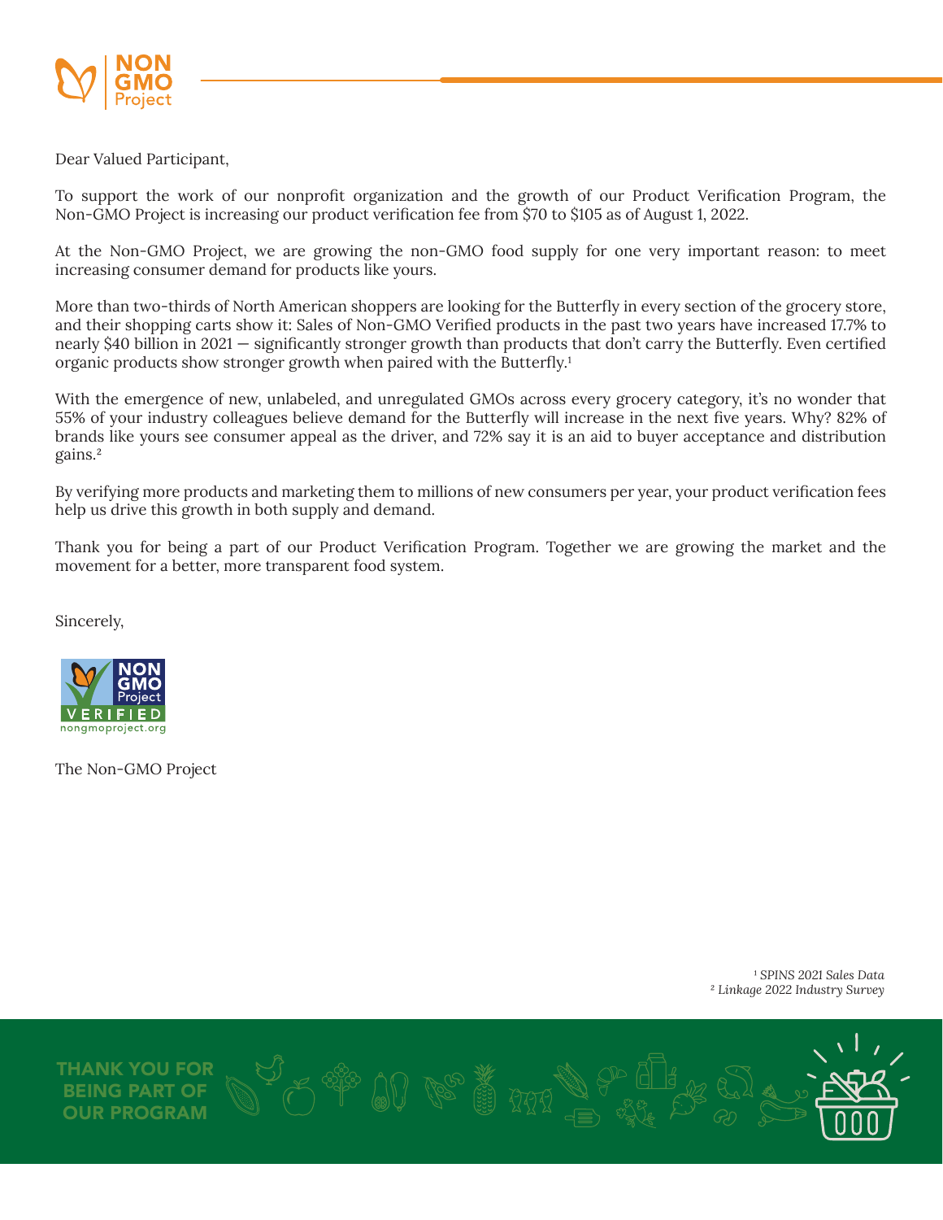Dear Valued Participant,

To support the work of our nonprofit organization and the growth of our Product Verification Program, the Non-GMO Project is increasing our product verification fee from $70 to $105 as of August 1, 2022.

At the Non-GMO Project, we are growing the non-GMO food supply for one very important reason: to meet increasing consumer demand for products like yours.

More than two-thirds of North American shoppers are looking for the Butterfly in every section of the grocery store, and their shopping carts show it: Sales of Non-GMO Verified products in the past two years have increased 17.7% to nearly $40 billion in 2021 — significantly stronger growth than products that don't carry the Butterfly. Even certified organic products show stronger growth when paired with the Butterfly.[1]

With the emergence of new, unlabeled, and unregulated GMOs across every grocery category, it's no wonder that 55% of your industry colleagues believe demand for the Butterfly will increase in the next five years. Why? 82% of brands like yours see consumer appeal as the driver, and 72% say it is an aid to buyer acceptance and distribution gains.[2]

By verifying more products and marketing them to millions of new consumers per year, your product verification fees help us drive this growth in both supply and demand.

Thank you for being a part of our Product Verification Program. Together we are growing the market and the movement for a better, more transparent food system.

Sincerely,

The Non-GMO Project

[1] *SPINS 2021 Sales Data*
[2] *Linkage 2022 Industry Survey*

THANK YOU FOR BEING PART OF OUR PROGRAM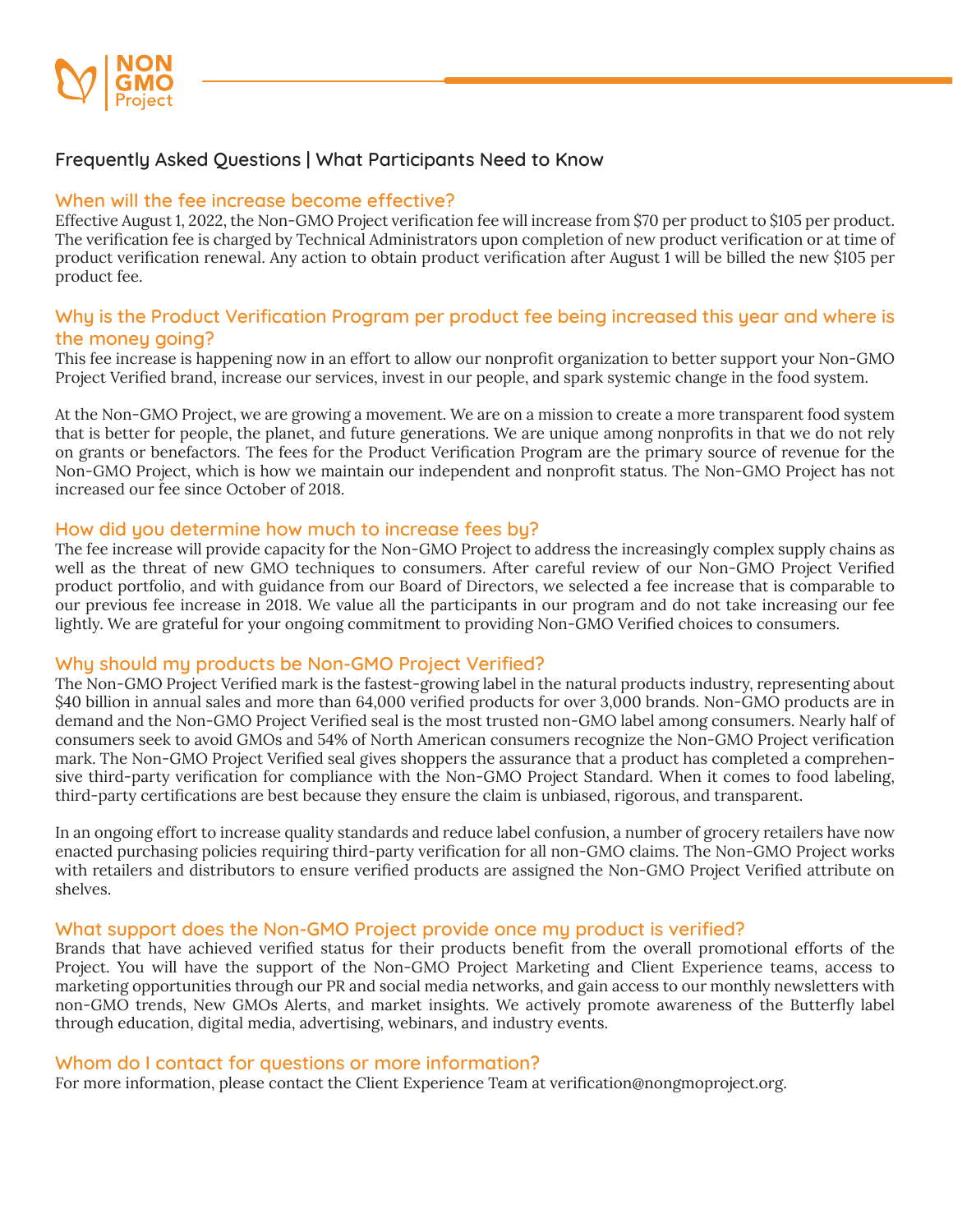## Frequently Asked Questions | What Participants Need to Know

### When will the fee increase become effective?

Effective August 1, 2022, the Non-GMO Project verification fee will increase from $70 per product to $105 per product. The verification fee is charged by Technical Administrators upon completion of new product verification or at time of product verification renewal. Any action to obtain product verification after August 1 will be billed the new $105 per product fee.

### Why is the Product Verification Program per product fee being increased this year and where is the money going?

This fee increase is happening now in an effort to allow our nonprofit organization to better support your Non-GMO Project Verified brand, increase our services, invest in our people, and spark systemic change in the food system.

At the Non-GMO Project, we are growing a movement. We are on a mission to create a more transparent food system that is better for people, the planet, and future generations. We are unique among nonprofits in that we do not rely on grants or benefactors. The fees for the Product Verification Program are the primary source of revenue for the Non-GMO Project, which is how we maintain our independent and nonprofit status. The Non-GMO Project has not increased our fee since October of 2018.

### How did you determine how much to increase fees by?

The fee increase will provide capacity for the Non-GMO Project to address the increasingly complex supply chains as well as the threat of new GMO techniques to consumers. After careful review of our Non-GMO Project Verified product portfolio, and with guidance from our Board of Directors, we selected a fee increase that is comparable to our previous fee increase in 2018. We value all the participants in our program and do not take increasing our fee lightly. We are grateful for your ongoing commitment to providing Non-GMO Verified choices to consumers.

### Why should my products be Non-GMO Project Verified?

The Non-GMO Project Verified mark is the fastest-growing label in the natural products industry, representing about $40 billion in annual sales and more than 64,000 verified products for over 3,000 brands. Non-GMO products are in demand and the Non-GMO Project Verified seal is the most trusted non-GMO label among consumers. Nearly half of consumers seek to avoid GMOs and 54% of North American consumers recognize the Non-GMO Project verification mark. The Non-GMO Project Verified seal gives shoppers the assurance that a product has completed a comprehensive third-party verification for compliance with the Non-GMO Project Standard. When it comes to food labeling, third-party certifications are best because they ensure the claim is unbiased, rigorous, and transparent.

In an ongoing effort to increase quality standards and reduce label confusion, a number of grocery retailers have now enacted purchasing policies requiring third-party verification for all non-GMO claims. The Non-GMO Project works with retailers and distributors to ensure verified products are assigned the Non-GMO Project Verified attribute on shelves.

### What support does the Non-GMO Project provide once my product is verified?

Brands that have achieved verified status for their products benefit from the overall promotional efforts of the Project. You will have the support of the Non-GMO Project Marketing and Client Experience teams, access to marketing opportunities through our PR and social media networks, and gain access to our monthly newsletters with non-GMO trends, New GMOs Alerts, and market insights. We actively promote awareness of the Butterfly label through education, digital media, advertising, webinars, and industry events.

### Whom do I contact for questions or more information?

For more information, please contact the Client Experience Team at verification@nongmoproject.org.